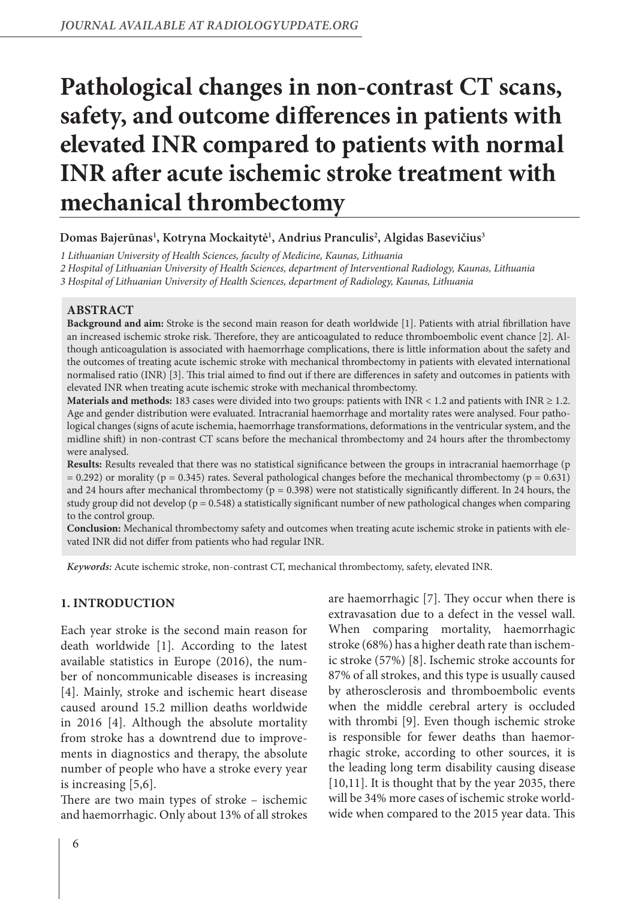# Pathological changes in non-contrast CT scans, safety, and outcome differences in patients with elevated INR compared to patients with normal INR after acute ischemic stroke treatment with mechanical thrombectomy

**Domas Bajerūnas[1], Kotryna Mockaitytė[1], Andrius Pranculis[2], Algidas Basevičius[3]**

*1 Lithuanian University of Health Sciences, faculty of Medicine, Kaunas, Lithuania*
*2 Hospital of Lithuanian University of Health Sciences, department of Interventional Radiology, Kaunas, Lithuania*
*3 Hospital of Lithuanian University of Health Sciences, department of Radiology, Kaunas, Lithuania*

## ABSTRACT

**Background and aim:** Stroke is the second main reason for death worldwide [1]. Patients with atrial fibrillation have an increased ischemic stroke risk. Therefore, they are anticoagulated to reduce thromboembolic event chance [2]. Although anticoagulation is associated with haemorrhage complications, there is little information about the safety and the outcomes of treating acute ischemic stroke with mechanical thrombectomy in patients with elevated international normalised ratio (INR) [3]. This trial aimed to find out if there are differences in safety and outcomes in patients with elevated INR when treating acute ischemic stroke with mechanical thrombectomy.

**Materials and methods:** 183 cases were divided into two groups: patients with INR < 1.2 and patients with INR ≥ 1.2. Age and gender distribution were evaluated. Intracranial haemorrhage and mortality rates were analysed. Four pathological changes (signs of acute ischemia, haemorrhage transformations, deformations in the ventricular system, and the midline shift) in non-contrast CT scans before the mechanical thrombectomy and 24 hours after the thrombectomy were analysed.

**Results:** Results revealed that there was no statistical significance between the groups in intracranial haemorrhage ($p = 0.292$) or morality ($p = 0.345$) rates. Several pathological changes before the mechanical thrombectomy ($p = 0.631$) and 24 hours after mechanical thrombectomy ($p = 0.398$) were not statistically significantly different. In 24 hours, the study group did not develop ($p = 0.548$) a statistically significant number of new pathological changes when comparing to the control group.

**Conclusion:** Mechanical thrombectomy safety and outcomes when treating acute ischemic stroke in patients with elevated INR did not differ from patients who had regular INR.

*Keywords:* Acute ischemic stroke, non-contrast CT, mechanical thrombectomy, safety, elevated INR.

## 1. INTRODUCTION

Each year stroke is the second main reason for death worldwide [1]. According to the latest available statistics in Europe (2016), the number of noncommunicable diseases is increasing [4]. Mainly, stroke and ischemic heart disease caused around 15.2 million deaths worldwide in 2016 [4]. Although the absolute mortality from stroke has a downtrend due to improvements in diagnostics and therapy, the absolute number of people who have a stroke every year is increasing [5,6].

There are two main types of stroke – ischemic and haemorrhagic. Only about 13% of all strokes are haemorrhagic [7]. They occur when there is extravasation due to a defect in the vessel wall. When comparing mortality, haemorrhagic stroke (68%) has a higher death rate than ischemic stroke (57%) [8]. Ischemic stroke accounts for 87% of all strokes, and this type is usually caused by atherosclerosis and thromboembolic events when the middle cerebral artery is occluded with thrombi [9]. Even though ischemic stroke is responsible for fewer deaths than haemorrhagic stroke, according to other sources, it is the leading long term disability causing disease [10,11]. It is thought that by the year 2035, there will be 34% more cases of ischemic stroke worldwide when compared to the 2015 year data. This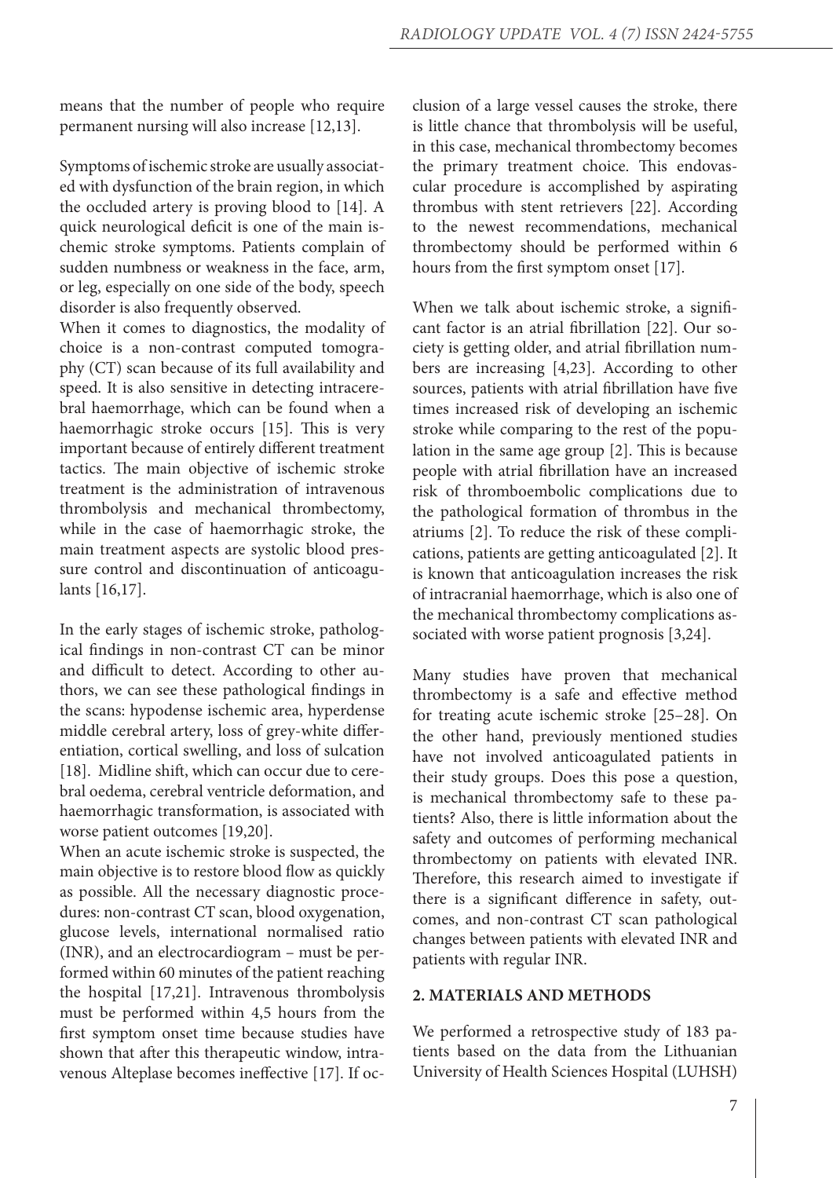means that the number of people who require permanent nursing will also increase [12,13].

Symptoms of ischemic stroke are usually associated with dysfunction of the brain region, in which the occluded artery is proving blood to [14]. A quick neurological deficit is one of the main ischemic stroke symptoms. Patients complain of sudden numbness or weakness in the face, arm, or leg, especially on one side of the body, speech disorder is also frequently observed.

When it comes to diagnostics, the modality of choice is a non-contrast computed tomography (CT) scan because of its full availability and speed. It is also sensitive in detecting intracerebral haemorrhage, which can be found when a haemorrhagic stroke occurs [15]. This is very important because of entirely different treatment tactics. The main objective of ischemic stroke treatment is the administration of intravenous thrombolysis and mechanical thrombectomy, while in the case of haemorrhagic stroke, the main treatment aspects are systolic blood pressure control and discontinuation of anticoagulants [16,17].

In the early stages of ischemic stroke, pathological findings in non-contrast CT can be minor and difficult to detect. According to other authors, we can see these pathological findings in the scans: hypodense ischemic area, hyperdense middle cerebral artery, loss of grey-white differentiation, cortical swelling, and loss of sulcation [18]. Midline shift, which can occur due to cerebral oedema, cerebral ventricle deformation, and haemorrhagic transformation, is associated with worse patient outcomes [19,20].

When an acute ischemic stroke is suspected, the main objective is to restore blood flow as quickly as possible. All the necessary diagnostic procedures: non-contrast CT scan, blood oxygenation, glucose levels, international normalised ratio (INR), and an electrocardiogram – must be performed within 60 minutes of the patient reaching the hospital [17,21]. Intravenous thrombolysis must be performed within 4,5 hours from the first symptom onset time because studies have shown that after this therapeutic window, intravenous Alteplase becomes ineffective [17]. If occlusion of a large vessel causes the stroke, there is little chance that thrombolysis will be useful, in this case, mechanical thrombectomy becomes the primary treatment choice. This endovascular procedure is accomplished by aspirating thrombus with stent retrievers [22]. According to the newest recommendations, mechanical thrombectomy should be performed within 6 hours from the first symptom onset [17].

When we talk about ischemic stroke, a significant factor is an atrial fibrillation [22]. Our society is getting older, and atrial fibrillation numbers are increasing [4,23]. According to other sources, patients with atrial fibrillation have five times increased risk of developing an ischemic stroke while comparing to the rest of the population in the same age group [2]. This is because people with atrial fibrillation have an increased risk of thromboembolic complications due to the pathological formation of thrombus in the atriums [2]. To reduce the risk of these complications, patients are getting anticoagulated [2]. It is known that anticoagulation increases the risk of intracranial haemorrhage, which is also one of the mechanical thrombectomy complications associated with worse patient prognosis [3,24].

Many studies have proven that mechanical thrombectomy is a safe and effective method for treating acute ischemic stroke [25–28]. On the other hand, previously mentioned studies have not involved anticoagulated patients in their study groups. Does this pose a question, is mechanical thrombectomy safe to these patients? Also, there is little information about the safety and outcomes of performing mechanical thrombectomy on patients with elevated INR. Therefore, this research aimed to investigate if there is a significant difference in safety, outcomes, and non-contrast CT scan pathological changes between patients with elevated INR and patients with regular INR.

## 2. MATERIALS AND METHODS

We performed a retrospective study of 183 patients based on the data from the Lithuanian University of Health Sciences Hospital (LUHSH)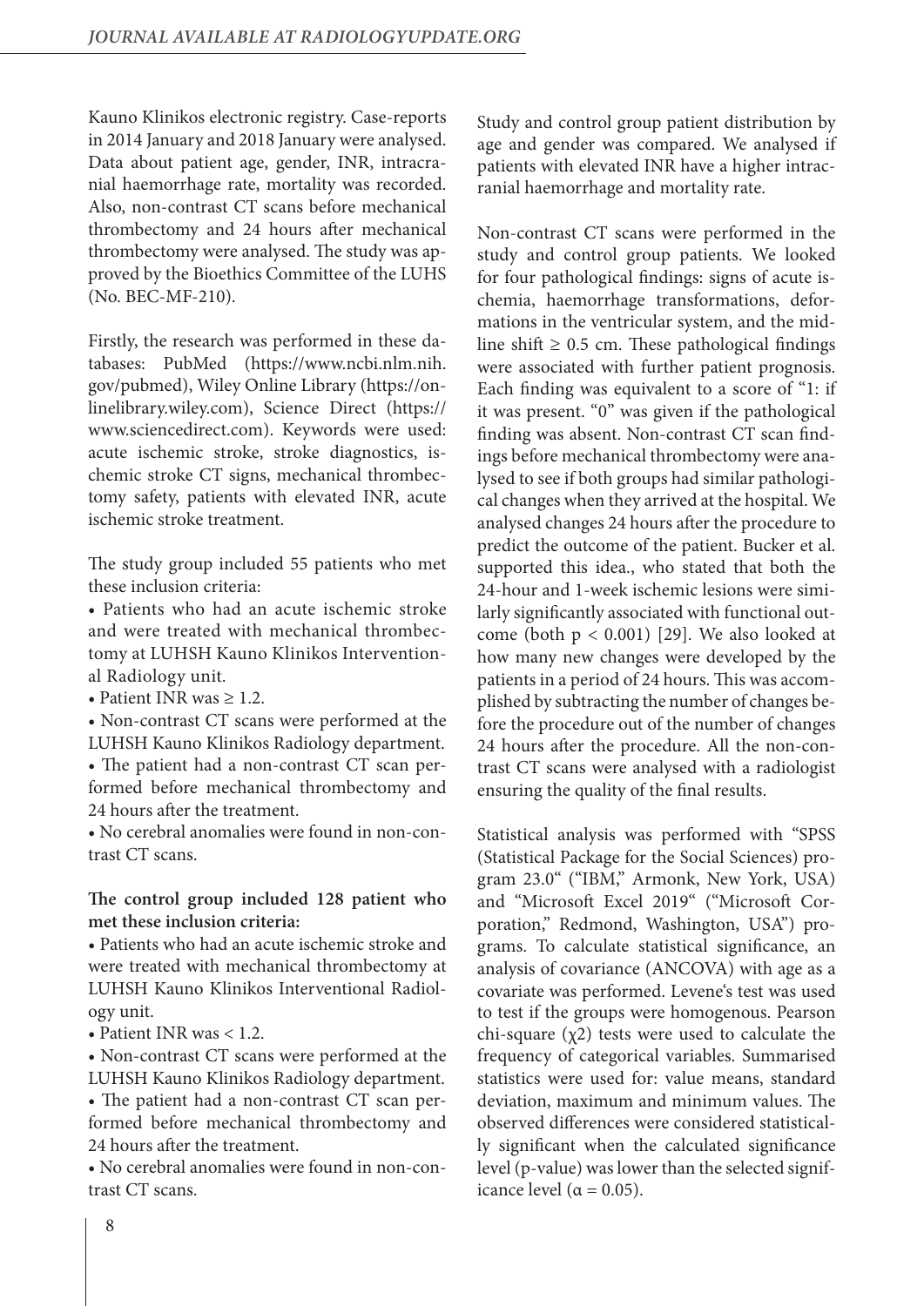Kauno Klinikos electronic registry. Case-reports in 2014 January and 2018 January were analysed. Data about patient age, gender, INR, intracranial haemorrhage rate, mortality was recorded. Also, non-contrast CT scans before mechanical thrombectomy and 24 hours after mechanical thrombectomy were analysed. The study was approved by the Bioethics Committee of the LUHS (No. BEC-MF-210).

Firstly, the research was performed in these databases: PubMed (https://www.ncbi.nlm.nih.gov/pubmed), Wiley Online Library (https://onlinelibrary.wiley.com), Science Direct (https://www.sciencedirect.com). Keywords were used: acute ischemic stroke, stroke diagnostics, ischemic stroke CT signs, mechanical thrombectomy safety, patients with elevated INR, acute ischemic stroke treatment.

The study group included 55 patients who met these inclusion criteria:

- Patients who had an acute ischemic stroke and were treated with mechanical thrombectomy at LUHSH Kauno Klinikos Interventional Radiology unit.
- Patient INR was ≥ 1.2.
- Non-contrast CT scans were performed at the LUHSH Kauno Klinikos Radiology department.
- The patient had a non-contrast CT scan performed before mechanical thrombectomy and 24 hours after the treatment.
- No cerebral anomalies were found in non-contrast CT scans.

**The control group included 128 patient who met these inclusion criteria:**

- Patients who had an acute ischemic stroke and were treated with mechanical thrombectomy at LUHSH Kauno Klinikos Interventional Radiology unit.
- Patient INR was < 1.2.
- Non-contrast CT scans were performed at the LUHSH Kauno Klinikos Radiology department.
- The patient had a non-contrast CT scan performed before mechanical thrombectomy and 24 hours after the treatment.
- No cerebral anomalies were found in non-contrast CT scans.

Study and control group patient distribution by age and gender was compared. We analysed if patients with elevated INR have a higher intracranial haemorrhage and mortality rate.

Non-contrast CT scans were performed in the study and control group patients. We looked for four pathological findings: signs of acute ischemia, haemorrhage transformations, deformations in the ventricular system, and the midline shift ≥ 0.5 cm. These pathological findings were associated with further patient prognosis. Each finding was equivalent to a score of "1: if it was present. "0" was given if the pathological finding was absent. Non-contrast CT scan findings before mechanical thrombectomy were analysed to see if both groups had similar pathological changes when they arrived at the hospital. We analysed changes 24 hours after the procedure to predict the outcome of the patient. Bucker et al. supported this idea., who stated that both the 24-hour and 1-week ischemic lesions were similarly significantly associated with functional outcome (both $p < 0.001$) [29]. We also looked at how many new changes were developed by the patients in a period of 24 hours. This was accomplished by subtracting the number of changes before the procedure out of the number of changes 24 hours after the procedure. All the non-contrast CT scans were analysed with a radiologist ensuring the quality of the final results.

Statistical analysis was performed with "SPSS (Statistical Package for the Social Sciences) program 23.0" ("IBM," Armonk, New York, USA) and "Microsoft Excel 2019" ("Microsoft Corporation," Redmond, Washington, USA") programs. To calculate statistical significance, an analysis of covariance (ANCOVA) with age as a covariate was performed. Levene's test was used to test if the groups were homogenous. Pearson chi-square ($\chi 2$) tests were used to calculate the frequency of categorical variables. Summarised statistics were used for: value means, standard deviation, maximum and minimum values. The observed differences were considered statistically significant when the calculated significance level (p-value) was lower than the selected significance level ($\alpha = 0.05$).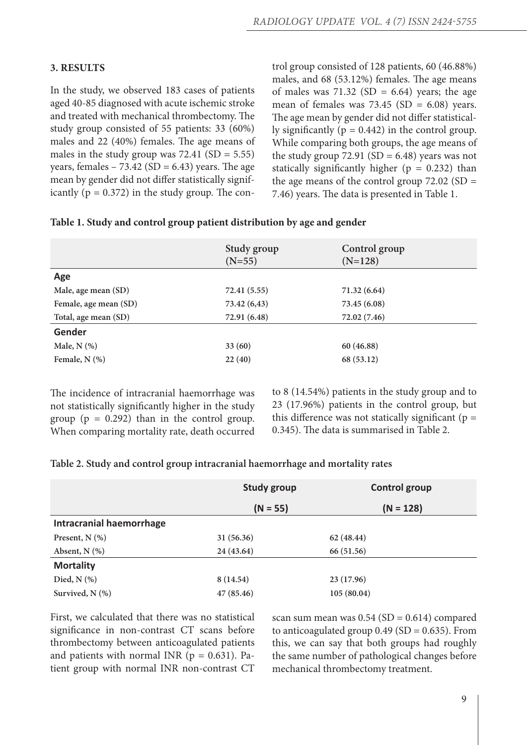## 3. RESULTS

In the study, we observed 183 cases of patients aged 40-85 diagnosed with acute ischemic stroke and treated with mechanical thrombectomy. The study group consisted of 55 patients: 33 (60%) males and 22 (40%) females. The age means of males in the study group was 72.41 (SD = 5.55) years, females – 73.42 (SD = 6.43) years. The age mean by gender did not differ statistically significantly ($p = 0.372$) in the study group. The control group consisted of 128 patients, 60 (46.88%) males, and 68 (53.12%) females. The age means of males was 71.32 (SD = 6.64) years; the age mean of females was 73.45 (SD = 6.08) years. The age mean by gender did not differ statistically significantly ($p = 0.442$) in the control group. While comparing both groups, the age means of the study group 72.91 (SD = 6.48) years was not statically significantly higher ($p = 0.232$) than the age means of the control group 72.02 (SD = 7.46) years. The data is presented in Table 1.

**Table 1. Study and control group patient distribution by age and gender**

| | Study group (N=55) | Control group (N=128) |
|---|---|---|
| **Age** | | |
| Male, age mean (SD) | 72.41 (5.55) | 71.32 (6.64) |
| Female, age mean (SD) | 73.42 (6,43) | 73.45 (6.08) |
| Total, age mean (SD) | 72.91 (6.48) | 72.02 (7.46) |
| **Gender** | | |
| Male, N (%) | 33 (60) | 60 (46.88) |
| Female, N (%) | 22 (40) | 68 (53.12) |

The incidence of intracranial haemorrhage was not statistically significantly higher in the study group ($p = 0.292$) than in the control group. When comparing mortality rate, death occurred to 8 (14.54%) patients in the study group and to 23 (17.96%) patients in the control group, but this difference was not statically significant ($p = 0.345$). The data is summarised in Table 2.

**Table 2. Study and control group intracranial haemorrhage and mortality rates**

| | Study group (N = 55) | Control group (N = 128) |
|---|---|---|
| **Intracranial haemorrhage** | | |
| Present, N (%) | 31 (56.36) | 62 (48.44) |
| Absent, N (%) | 24 (43.64) | 66 (51.56) |
| **Mortality** | | |
| Died, N (%) | 8 (14.54) | 23 (17.96) |
| Survived, N (%) | 47 (85.46) | 105 (80.04) |

First, we calculated that there was no statistical significance in non-contrast CT scans before thrombectomy between anticoagulated patients and patients with normal INR ($p = 0.631$). Patient group with normal INR non-contrast CT scan sum mean was 0.54 (SD = 0.614) compared to anticoagulated group 0.49 (SD = 0.635). From this, we can say that both groups had roughly the same number of pathological changes before mechanical thrombectomy treatment.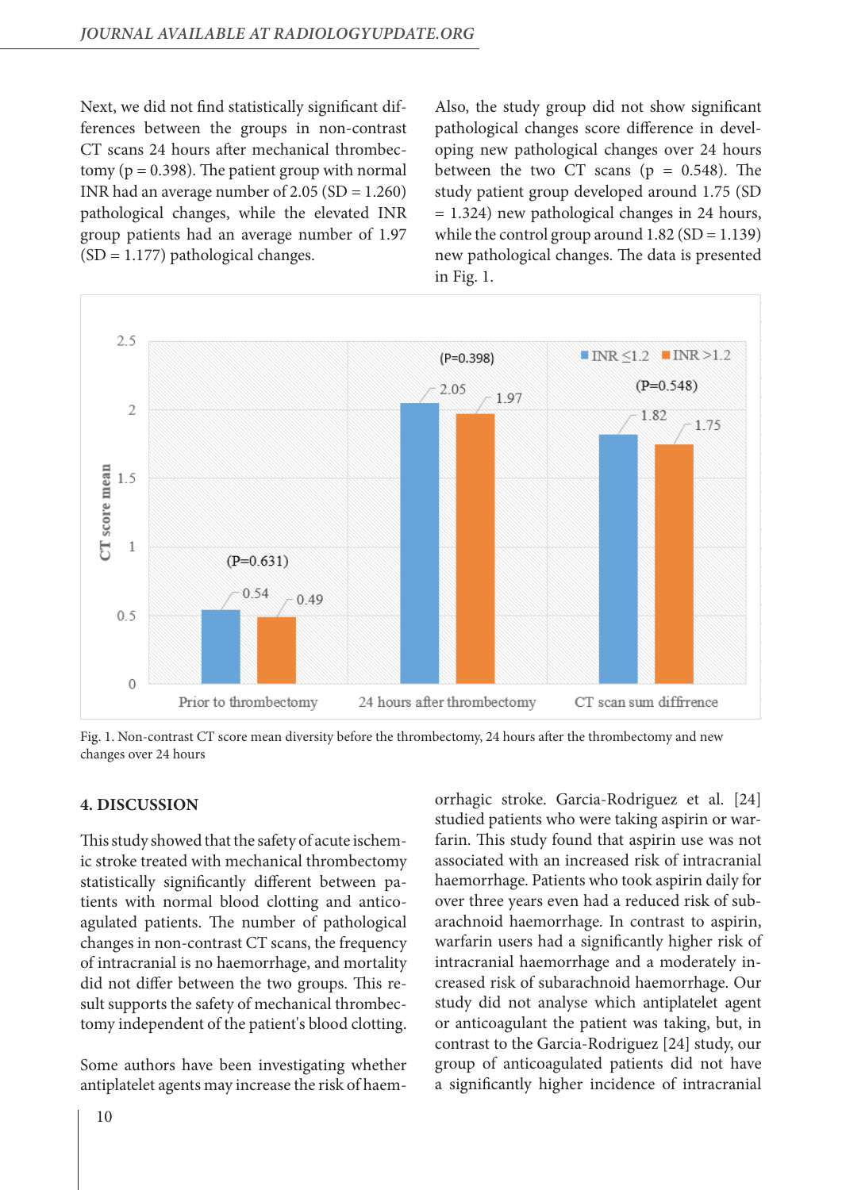Next, we did not find statistically significant differences between the groups in non-contrast CT scans 24 hours after mechanical thrombectomy (p = 0.398). The patient group with normal INR had an average number of 2.05 (SD = 1.260) pathological changes, while the elevated INR group patients had an average number of 1.97 (SD = 1.177) pathological changes.

Also, the study group did not show significant pathological changes score difference in developing new pathological changes over 24 hours between the two CT scans (p = 0.548). The study patient group developed around 1.75 (SD = 1.324) new pathological changes in 24 hours, while the control group around 1.82 (SD = 1.139) new pathological changes. The data is presented in Fig. 1.

Fig. 1. Non-contrast CT score mean diversity before the thrombectomy, 24 hours after the thrombectomy and new changes over 24 hours

## 4. DISCUSSION

This study showed that the safety of acute ischemic stroke treated with mechanical thrombectomy statistically significantly different between patients with normal blood clotting and anticoagulated patients. The number of pathological changes in non-contrast CT scans, the frequency of intracranial is no haemorrhage, and mortality did not differ between the two groups. This result supports the safety of mechanical thrombectomy independent of the patient's blood clotting.

Some authors have been investigating whether antiplatelet agents may increase the risk of haemorrhagic stroke. Garcia-Rodriguez et al. [24] studied patients who were taking aspirin or warfarin. This study found that aspirin use was not associated with an increased risk of intracranial haemorrhage. Patients who took aspirin daily for over three years even had a reduced risk of subarachnoid haemorrhage. In contrast to aspirin, warfarin users had a significantly higher risk of intracranial haemorrhage and a moderately increased risk of subarachnoid haemorrhage. Our study did not analyse which antiplatelet agent or anticoagulant the patient was taking, but, in contrast to the Garcia-Rodriguez [24] study, our group of anticoagulated patients did not have a significantly higher incidence of intracranial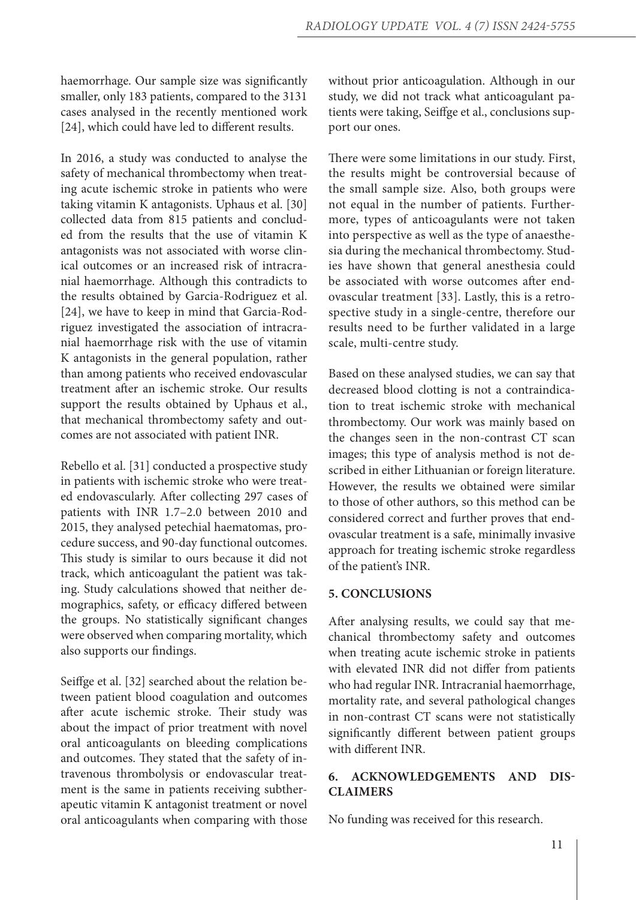haemorrhage. Our sample size was significantly smaller, only 183 patients, compared to the 3131 cases analysed in the recently mentioned work [24], which could have led to different results.

In 2016, a study was conducted to analyse the safety of mechanical thrombectomy when treating acute ischemic stroke in patients who were taking vitamin K antagonists. Uphaus et al. [30] collected data from 815 patients and concluded from the results that the use of vitamin K antagonists was not associated with worse clinical outcomes or an increased risk of intracranial haemorrhage. Although this contradicts to the results obtained by Garcia-Rodriguez et al. [24], we have to keep in mind that Garcia-Rodriguez investigated the association of intracranial haemorrhage risk with the use of vitamin K antagonists in the general population, rather than among patients who received endovascular treatment after an ischemic stroke. Our results support the results obtained by Uphaus et al., that mechanical thrombectomy safety and outcomes are not associated with patient INR.

Rebello et al. [31] conducted a prospective study in patients with ischemic stroke who were treated endovascularly. After collecting 297 cases of patients with INR 1.7–2.0 between 2010 and 2015, they analysed petechial haematomas, procedure success, and 90-day functional outcomes. This study is similar to ours because it did not track, which anticoagulant the patient was taking. Study calculations showed that neither demographics, safety, or efficacy differed between the groups. No statistically significant changes were observed when comparing mortality, which also supports our findings.

Seiffge et al. [32] searched about the relation between patient blood coagulation and outcomes after acute ischemic stroke. Their study was about the impact of prior treatment with novel oral anticoagulants on bleeding complications and outcomes. They stated that the safety of intravenous thrombolysis or endovascular treatment is the same in patients receiving subtherapeutic vitamin K antagonist treatment or novel oral anticoagulants when comparing with those without prior anticoagulation. Although in our study, we did not track what anticoagulant patients were taking, Seiffge et al., conclusions support our ones.

There were some limitations in our study. First, the results might be controversial because of the small sample size. Also, both groups were not equal in the number of patients. Furthermore, types of anticoagulants were not taken into perspective as well as the type of anaesthesia during the mechanical thrombectomy. Studies have shown that general anesthesia could be associated with worse outcomes after endovascular treatment [33]. Lastly, this is a retrospective study in a single-centre, therefore our results need to be further validated in a large scale, multi-centre study.

Based on these analysed studies, we can say that decreased blood clotting is not a contraindication to treat ischemic stroke with mechanical thrombectomy. Our work was mainly based on the changes seen in the non-contrast CT scan images; this type of analysis method is not described in either Lithuanian or foreign literature. However, the results we obtained were similar to those of other authors, so this method can be considered correct and further proves that endovascular treatment is a safe, minimally invasive approach for treating ischemic stroke regardless of the patient's INR.

## 5. CONCLUSIONS

After analysing results, we could say that mechanical thrombectomy safety and outcomes when treating acute ischemic stroke in patients with elevated INR did not differ from patients who had regular INR. Intracranial haemorrhage, mortality rate, and several pathological changes in non-contrast CT scans were not statistically significantly different between patient groups with different INR.

## 6. ACKNOWLEDGEMENTS AND DISCLAIMERS

No funding was received for this research.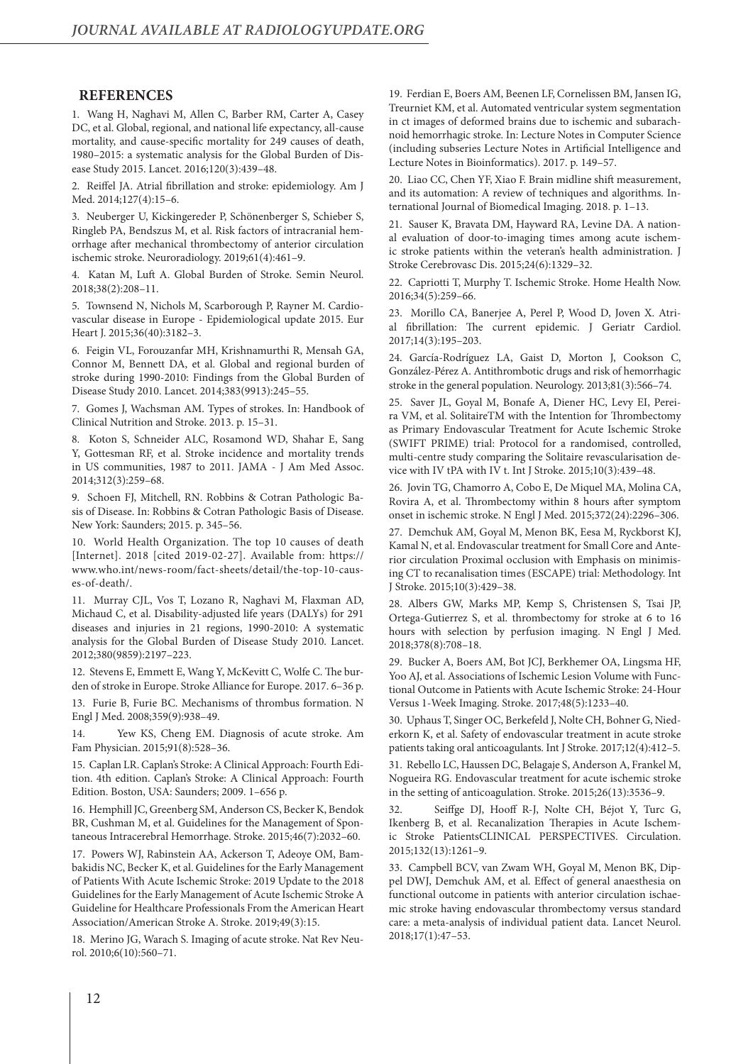## REFERENCES

1. Wang H, Naghavi M, Allen C, Barber RM, Carter A, Casey DC, et al. Global, regional, and national life expectancy, all-cause mortality, and cause-specific mortality for 249 causes of death, 1980–2015: a systematic analysis for the Global Burden of Disease Study 2015. Lancet. 2016;120(3):439–48.

2. Reiffel JA. Atrial fibrillation and stroke: epidemiology. Am J Med. 2014;127(4):15–6.

3. Neuberger U, Kickingereder P, Schönenberger S, Schieber S, Ringleb PA, Bendszus M, et al. Risk factors of intracranial hemorrhage after mechanical thrombectomy of anterior circulation ischemic stroke. Neuroradiology. 2019;61(4):461–9.

4. Katan M, Luft A. Global Burden of Stroke. Semin Neurol. 2018;38(2):208–11.

5. Townsend N, Nichols M, Scarborough P, Rayner M. Cardiovascular disease in Europe - Epidemiological update 2015. Eur Heart J. 2015;36(40):3182–3.

6. Feigin VL, Forouzanfar MH, Krishnamurthi R, Mensah GA, Connor M, Bennett DA, et al. Global and regional burden of stroke during 1990-2010: Findings from the Global Burden of Disease Study 2010. Lancet. 2014;383(9913):245–55.

7. Gomes J, Wachsman AM. Types of strokes. In: Handbook of Clinical Nutrition and Stroke. 2013. p. 15–31.

8. Koton S, Schneider ALC, Rosamond WD, Shahar E, Sang Y, Gottesman RF, et al. Stroke incidence and mortality trends in US communities, 1987 to 2011. JAMA - J Am Med Assoc. 2014;312(3):259–68.

9. Schoen FJ, Mitchell, RN. Robbins & Cotran Pathologic Basis of Disease. In: Robbins & Cotran Pathologic Basis of Disease. New York: Saunders; 2015. p. 345–56.

10. World Health Organization. The top 10 causes of death [Internet]. 2018 [cited 2019-02-27]. Available from: https://www.who.int/news-room/fact-sheets/detail/the-top-10-causes-of-death/.

11. Murray CJL, Vos T, Lozano R, Naghavi M, Flaxman AD, Michaud C, et al. Disability-adjusted life years (DALYs) for 291 diseases and injuries in 21 regions, 1990-2010: A systematic analysis for the Global Burden of Disease Study 2010. Lancet. 2012;380(9859):2197–223.

12. Stevens E, Emmett E, Wang Y, McKevitt C, Wolfe C. The burden of stroke in Europe. Stroke Alliance for Europe. 2017. 6–36 p.

13. Furie B, Furie BC. Mechanisms of thrombus formation. N Engl J Med. 2008;359(9):938–49.

14. Yew KS, Cheng EM. Diagnosis of acute stroke. Am Fam Physician. 2015;91(8):528–36.

15. Caplan LR. Caplan's Stroke: A Clinical Approach: Fourth Edition. 4th edition. Caplan's Stroke: A Clinical Approach: Fourth Edition. Boston, USA: Saunders; 2009. 1–656 p.

16. Hemphill JC, Greenberg SM, Anderson CS, Becker K, Bendok BR, Cushman M, et al. Guidelines for the Management of Spontaneous Intracerebral Hemorrhage. Stroke. 2015;46(7):2032–60.

17. Powers WJ, Rabinstein AA, Ackerson T, Adeoye OM, Bambakidis NC, Becker K, et al. Guidelines for the Early Management of Patients With Acute Ischemic Stroke: 2019 Update to the 2018 Guidelines for the Early Management of Acute Ischemic Stroke A Guideline for Healthcare Professionals From the American Heart Association/American Stroke A. Stroke. 2019;49(3):15.

18. Merino JG, Warach S. Imaging of acute stroke. Nat Rev Neurol. 2010;6(10):560–71.

19. Ferdian E, Boers AM, Beenen LF, Cornelissen BM, Jansen IG, Treurniet KM, et al. Automated ventricular system segmentation in ct images of deformed brains due to ischemic and subarachnoid hemorrhagic stroke. In: Lecture Notes in Computer Science (including subseries Lecture Notes in Artificial Intelligence and Lecture Notes in Bioinformatics). 2017. p. 149–57.

20. Liao CC, Chen YF, Xiao F. Brain midline shift measurement, and its automation: A review of techniques and algorithms. International Journal of Biomedical Imaging. 2018. p. 1–13.

21. Sauser K, Bravata DM, Hayward RA, Levine DA. A national evaluation of door-to-imaging times among acute ischemic stroke patients within the veteran's health administration. J Stroke Cerebrovasc Dis. 2015;24(6):1329–32.

22. Capriotti T, Murphy T. Ischemic Stroke. Home Health Now. 2016;34(5):259–66.

23. Morillo CA, Banerjee A, Perel P, Wood D, Joven X. Atrial fibrillation: The current epidemic. J Geriatr Cardiol. 2017;14(3):195–203.

24. García-Rodríguez LA, Gaist D, Morton J, Cookson C, González-Pérez A. Antithrombotic drugs and risk of hemorrhagic stroke in the general population. Neurology. 2013;81(3):566–74.

25. Saver JL, Goyal M, Bonafe A, Diener HC, Levy EI, Pereira VM, et al. SolitaireTM with the Intention for Thrombectomy as Primary Endovascular Treatment for Acute Ischemic Stroke (SWIFT PRIME) trial: Protocol for a randomised, controlled, multi-centre study comparing the Solitaire revascularisation device with IV tPA with IV t. Int J Stroke. 2015;10(3):439–48.

26. Jovin TG, Chamorro A, Cobo E, De Miquel MA, Molina CA, Rovira A, et al. Thrombectomy within 8 hours after symptom onset in ischemic stroke. N Engl J Med. 2015;372(24):2296–306.

27. Demchuk AM, Goyal M, Menon BK, Eesa M, Ryckborst KJ, Kamal N, et al. Endovascular treatment for Small Core and Anterior circulation Proximal occlusion with Emphasis on minimising CT to recanalisation times (ESCAPE) trial: Methodology. Int J Stroke. 2015;10(3):429–38.

28. Albers GW, Marks MP, Kemp S, Christensen S, Tsai JP, Ortega-Gutierrez S, et al. thrombectomy for stroke at 6 to 16 hours with selection by perfusion imaging. N Engl J Med. 2018;378(8):708–18.

29. Bucker A, Boers AM, Bot JCJ, Berkhemer OA, Lingsma HF, Yoo AJ, et al. Associations of Ischemic Lesion Volume with Functional Outcome in Patients with Acute Ischemic Stroke: 24-Hour Versus 1-Week Imaging. Stroke. 2017;48(5):1233–40.

30. Uphaus T, Singer OC, Berkefeld J, Nolte CH, Bohner G, Niederkorn K, et al. Safety of endovascular treatment in acute stroke patients taking oral anticoagulants. Int J Stroke. 2017;12(4):412–5.

31. Rebello LC, Haussen DC, Belagaje S, Anderson A, Frankel M, Nogueira RG. Endovascular treatment for acute ischemic stroke in the setting of anticoagulation. Stroke. 2015;26(13):3536–9.

32. Seiffge DJ, Hooff R-J, Nolte CH, Béjot Y, Turc G, Ikenberg B, et al. Recanalization Therapies in Acute Ischemic Stroke PatientsCLINICAL PERSPECTIVES. Circulation. 2015;132(13):1261–9.

33. Campbell BCV, van Zwam WH, Goyal M, Menon BK, Dippel DWJ, Demchuk AM, et al. Effect of general anaesthesia on functional outcome in patients with anterior circulation ischaemic stroke having endovascular thrombectomy versus standard care: a meta-analysis of individual patient data. Lancet Neurol. 2018;17(1):47–53.